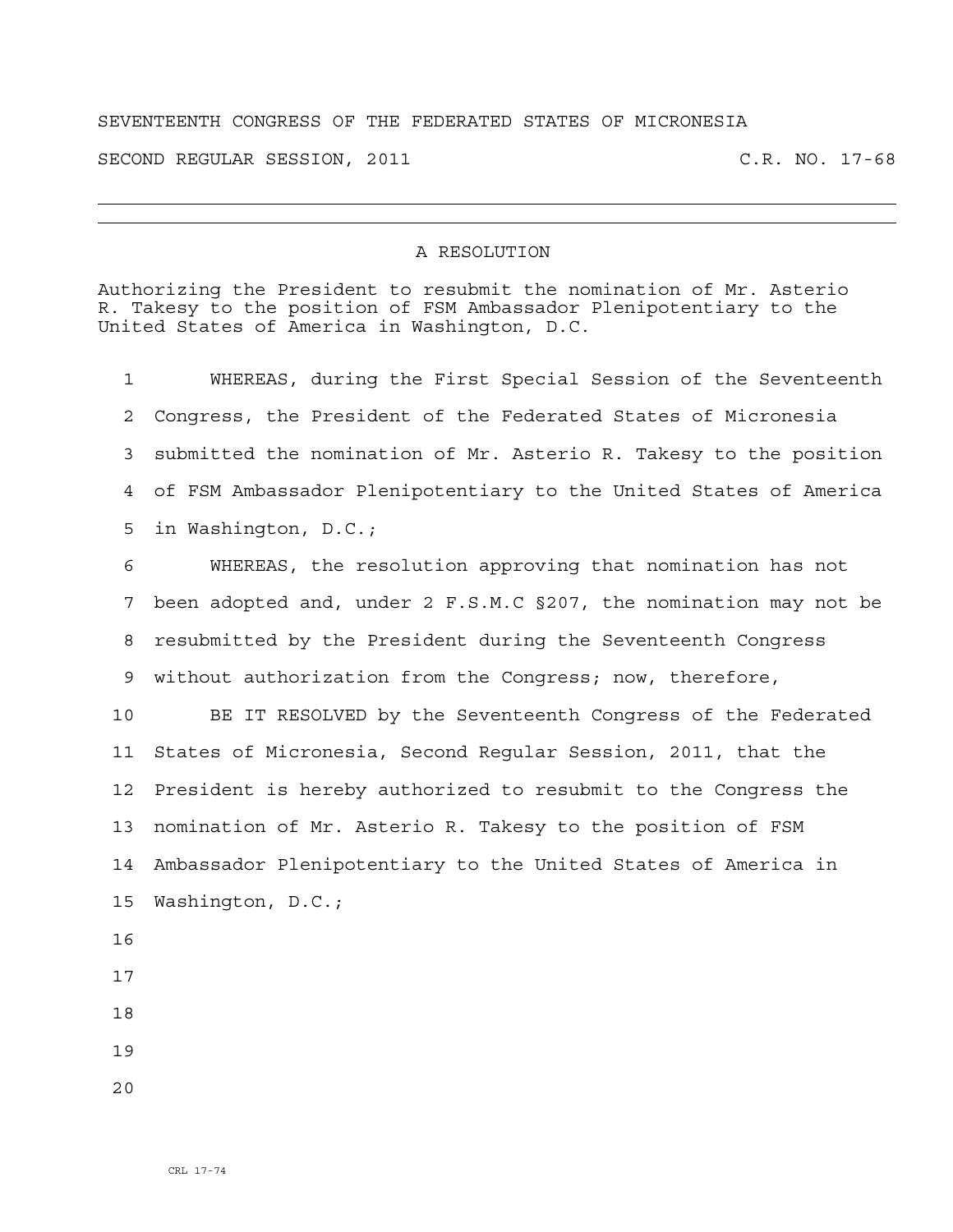SEVENTEENTH CONGRESS OF THE FEDERATED STATES OF MICRONESIA

SECOND REGULAR SESSION, 2011 C.R. NO. 17-68

---

# A RESOLUTION

Authorizing the President to resubmit the nomination of Mr. Asterio R. Takesy to the position of FSM Ambassador Plenipotentiary to the United States of America in Washington, D.C.

WHEREAS, during the First Special Session of the Seventeenth Congress, the President of the Federated States of Micronesia submitted the nomination of Mr. Asterio R. Takesy to the position of FSM Ambassador Plenipotentiary to the United States of America in Washington, D.C.;

WHEREAS, the resolution approving that nomination has not been adopted and, under 2 F.S.M.C §207, the nomination may not be resubmitted by the President during the Seventeenth Congress without authorization from the Congress; now, therefore,

BE IT RESOLVED by the Seventeenth Congress of the Federated States of Micronesia, Second Regular Session, 2011, that the President is hereby authorized to resubmit to the Congress the nomination of Mr. Asterio R. Takesy to the position of FSM Ambassador Plenipotentiary to the United States of America in Washington, D.C.;

CRL 17-74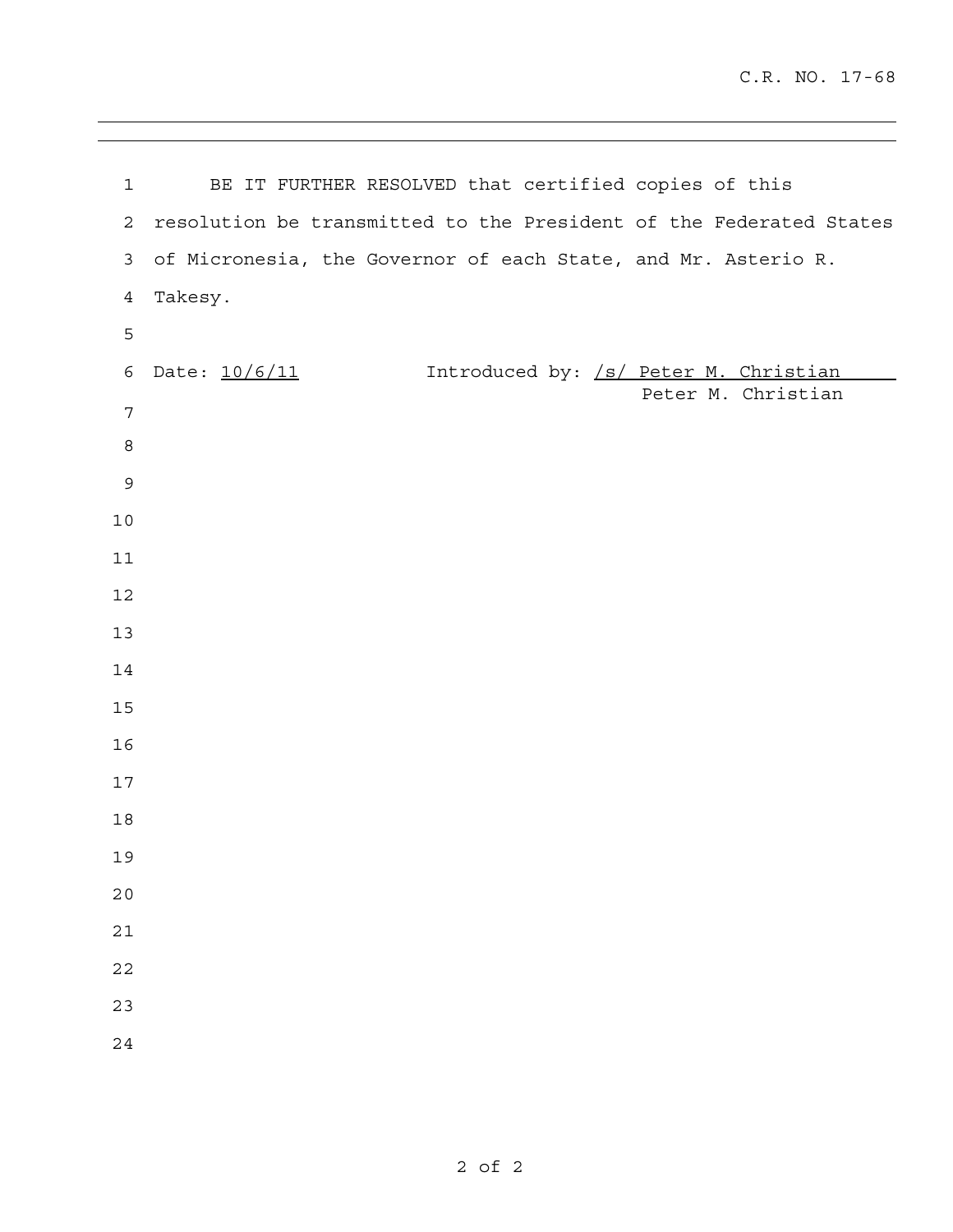BE IT FURTHER RESOLVED that certified copies of this resolution be transmitted to the President of the Federated States of Micronesia, the Governor of each State, and Mr. Asterio R. Takesy.

Date: 10/6/11

Introduced by: /s/ Peter M. Christian
Peter M. Christian